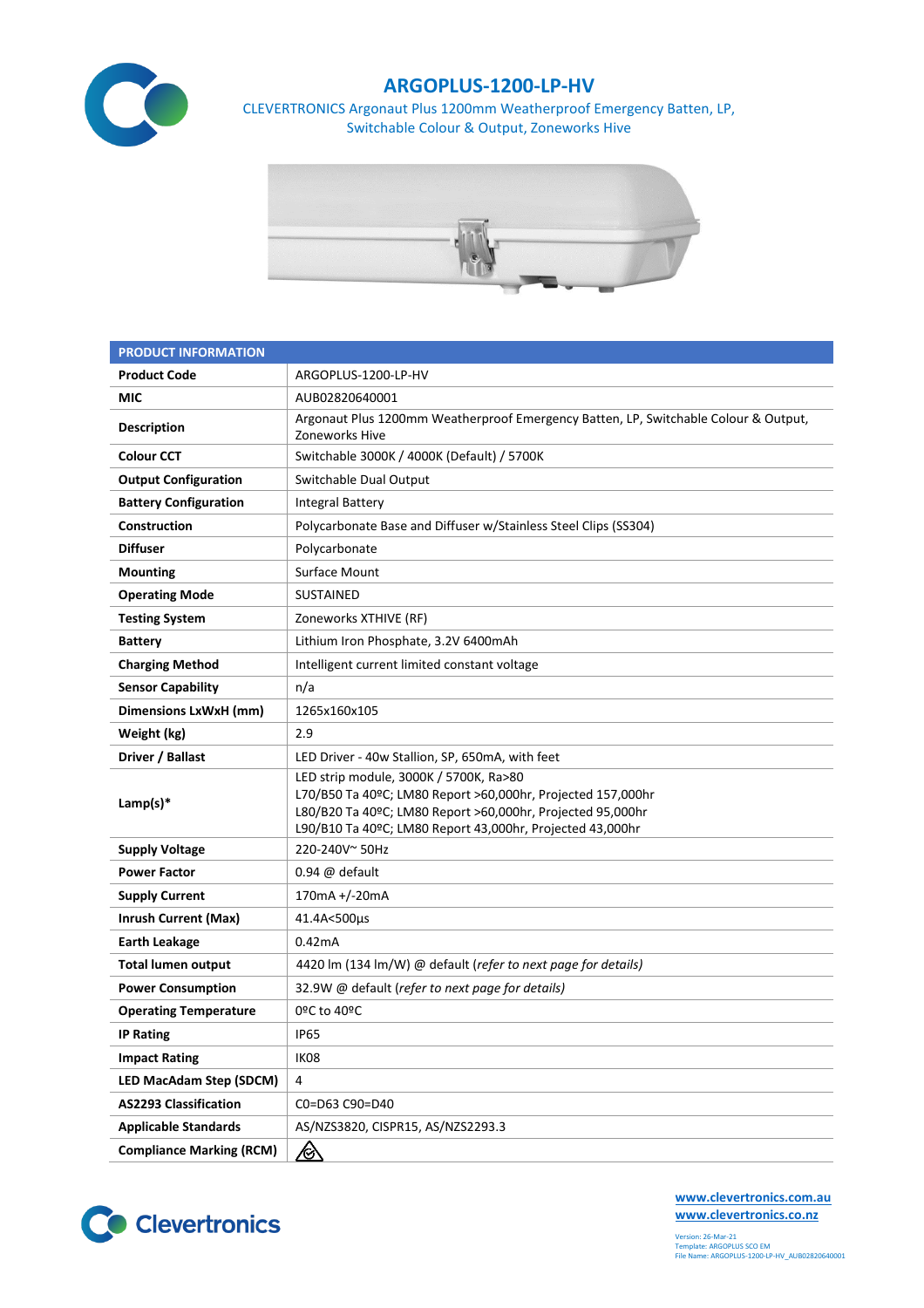# ARGOPLUS-1200-LP-HV

CLEVERTRONICS Argonaut Plus 1200mm Weatherproof Emergency Batten, LP, Switchable Colour & Output, Zoneworks Hive

| PRODUCT INFORMATION | |
|---|---|
| **Product Code** | ARGOPLUS-1200-LP-HV |
| **MIC** | AUB02820640001 |
| **Description** | Argonaut Plus 1200mm Weatherproof Emergency Batten, LP, Switchable Colour & Output, Zoneworks Hive |
| **Colour CCT** | Switchable 3000K / 4000K (Default) / 5700K |
| **Output Configuration** | Switchable Dual Output |
| **Battery Configuration** | Integral Battery |
| **Construction** | Polycarbonate Base and Diffuser w/Stainless Steel Clips (SS304) |
| **Diffuser** | Polycarbonate |
| **Mounting** | Surface Mount |
| **Operating Mode** | SUSTAINED |
| **Testing System** | Zoneworks XTHIVE (RF) |
| **Battery** | Lithium Iron Phosphate, 3.2V 6400mAh |
| **Charging Method** | Intelligent current limited constant voltage |
| **Sensor Capability** | n/a |
| **Dimensions LxWxH (mm)** | 1265x160x105 |
| **Weight (kg)** | 2.9 |
| **Driver / Ballast** | LED Driver - 40w Stallion, SP, 650mA, with feet |
| **Lamp(s)*** | LED strip module, 3000K / 5700K, Ra>80<br>L70/B50 Ta 40ºC; LM80 Report >60,000hr, Projected 157,000hr<br>L80/B20 Ta 40ºC; LM80 Report >60,000hr, Projected 95,000hr<br>L90/B10 Ta 40ºC; LM80 Report 43,000hr, Projected 43,000hr |
| **Supply Voltage** | 220-240V~ 50Hz |
| **Power Factor** | 0.94 @ default |
| **Supply Current** | 170mA +/-20mA |
| **Inrush Current (Max)** | 41.4A<500µs |
| **Earth Leakage** | 0.42mA |
| **Total lumen output** | 4420 lm (134 lm/W) @ default (*refer to next page for details*) |
| **Power Consumption** | 32.9W @ default (*refer to next page for details*) |
| **Operating Temperature** | 0ºC to 40ºC |
| **IP Rating** | IP65 |
| **Impact Rating** | IK08 |
| **LED MacAdam Step (SDCM)** | 4 |
| **AS2293 Classification** | C0=D63 C90=D40 |
| **Applicable Standards** | AS/NZS3820, CISPR15, AS/NZS2293.3 |
| **Compliance Marking (RCM)** | |

www.clevertronics.com.au
www.clevertronics.co.nz

Version: 26-Mar-21
Template: ARGOPLUS SCO EM
File Name: ARGOPLUS-1200-LP-HV_AUB02820640001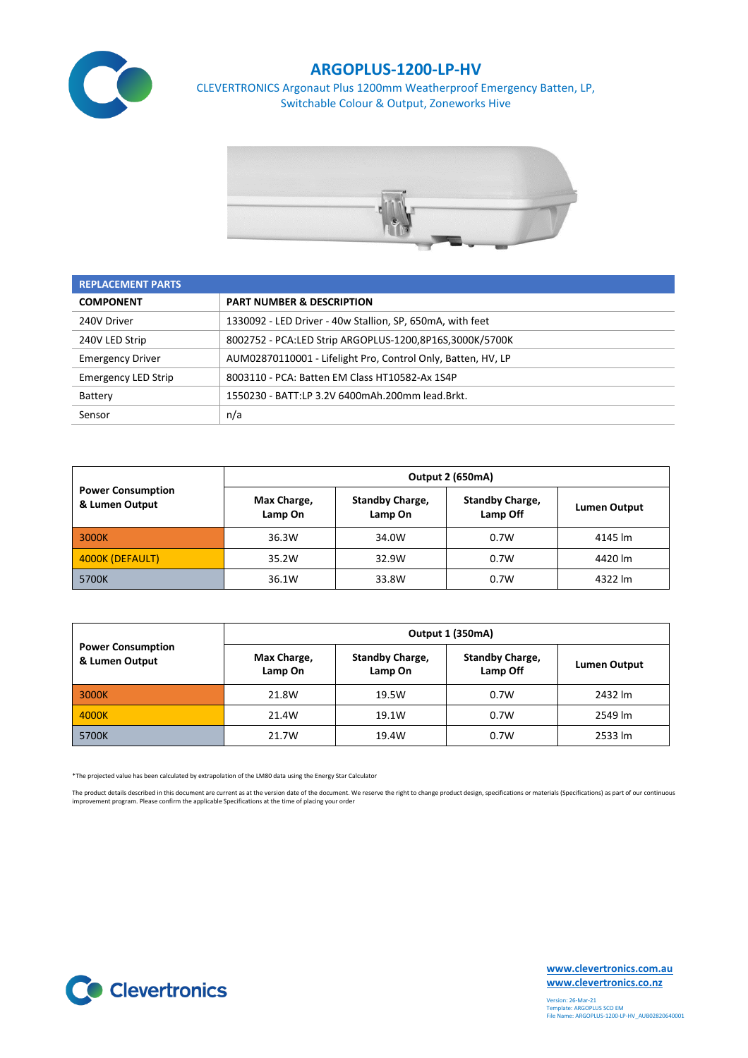# ARGOPLUS-1200-LP-HV

CLEVERTRONICS Argonaut Plus 1200mm Weatherproof Emergency Batten, LP, Switchable Colour & Output, Zoneworks Hive

| REPLACEMENT PARTS | |
|---|---|
| **COMPONENT** | **PART NUMBER & DESCRIPTION** |
| 240V Driver | 1330092 - LED Driver - 40w Stallion, SP, 650mA, with feet |
| 240V LED Strip | 8002752 - PCA:LED Strip ARGOPLUS-1200,8P16S,3000K/5700K |
| Emergency Driver | AUM02870110001 - Lifelight Pro, Control Only, Batten, HV, LP |
| Emergency LED Strip | 8003110 - PCA: Batten EM Class HT10582-Ax 1S4P |
| Battery | 1550230 - BATT:LP 3.2V 6400mAh.200mm lead.Brkt. |
| Sensor | n/a |

| Power Consumption & Lumen Output | Output 2 (650mA) | | | |
|---|---|---|---|---|
| | **Max Charge, Lamp On** | **Standby Charge, Lamp On** | **Standby Charge, Lamp Off** | **Lumen Output** |
| 3000K | 36.3W | 34.0W | 0.7W | 4145 lm |
| 4000K (DEFAULT) | 35.2W | 32.9W | 0.7W | 4420 lm |
| 5700K | 36.1W | 33.8W | 0.7W | 4322 lm |

| Power Consumption & Lumen Output | Output 1 (350mA) | | | |
|---|---|---|---|---|
| | **Max Charge, Lamp On** | **Standby Charge, Lamp On** | **Standby Charge, Lamp Off** | **Lumen Output** |
| 3000K | 21.8W | 19.5W | 0.7W | 2432 lm |
| 4000K | 21.4W | 19.1W | 0.7W | 2549 lm |
| 5700K | 21.7W | 19.4W | 0.7W | 2533 lm |

*The projected value has been calculated by extrapolation of the LM80 data using the Energy Star Calculator

The product details described in this document are current as at the version date of the document. We reserve the right to change product design, specifications or materials (Specifications) as part of our continuous improvement program. Please confirm the applicable Specifications at the time of placing your order

www.clevertronics.com.au
www.clevertronics.co.nz

Version: 26-Mar-21
Template: ARGOPLUS SCO EM
File Name: ARGOPLUS-1200-LP-HV_AUB02820640001